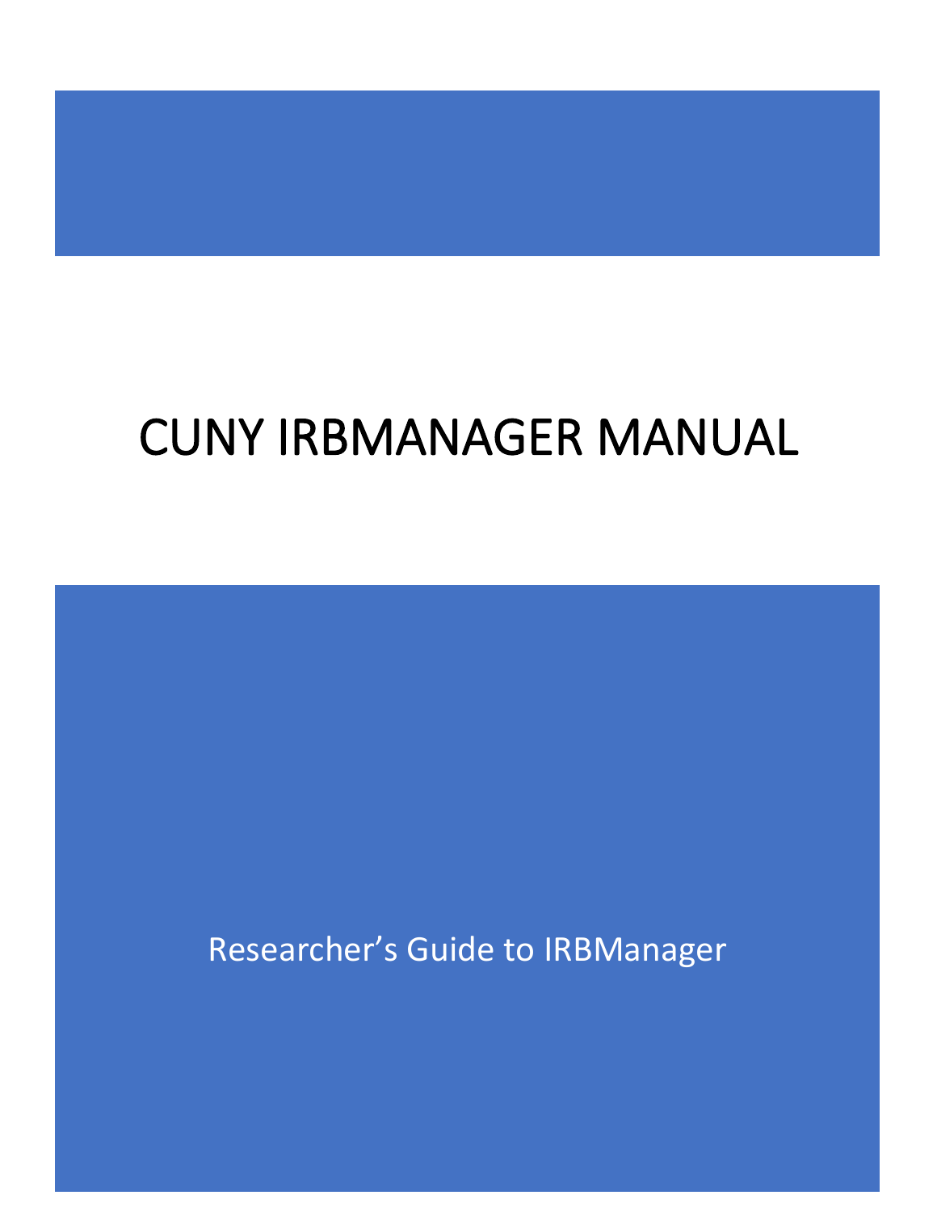# CUNY IRBMANAGER MANUAL

Researcher's Guide to IRBManager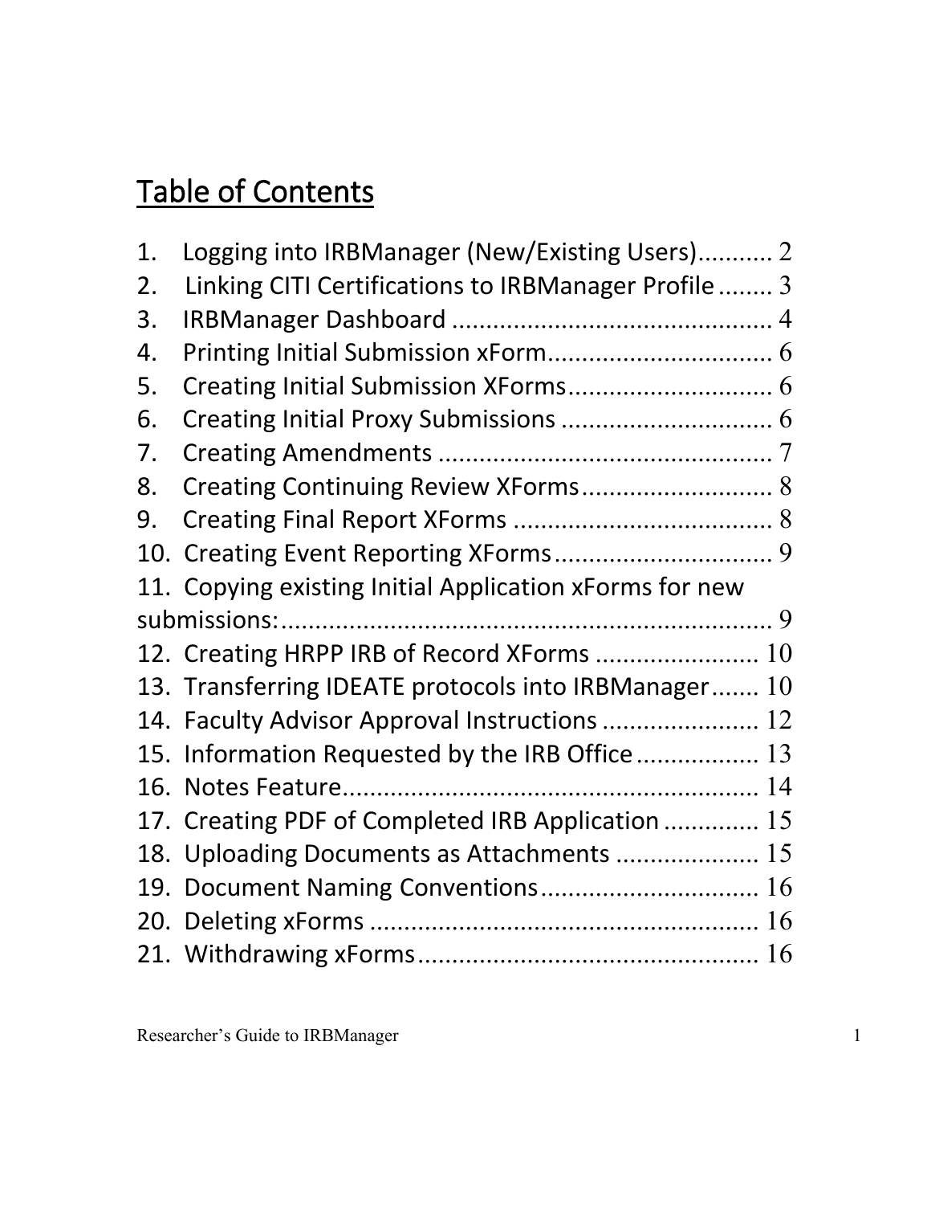# Table of Contents

1. Logging into IRBManager (New/Existing Users)........... 2
2. Linking CITI Certifications to IRBManager Profile........ 3
3. IRBManager Dashboard .............................................. 4
4. Printing Initial Submission xForm................................ 6
5. Creating Initial Submission XForms.............................. 6
6. Creating Initial Proxy Submissions ............................... 6
7. Creating Amendments ................................................ 7
8. Creating Continuing Review XForms............................ 8
9. Creating Final Report XForms ...................................... 8
10. Creating Event Reporting XForms................................ 9
11. Copying existing Initial Application xForms for new submissions:......................................................................... 9
12. Creating HRPP IRB of Record XForms ....................... 10
13. Transferring IDEATE protocols into IRBManager....... 10
14. Faculty Advisor Approval Instructions ...................... 12
15. Information Requested by the IRB Office ................. 13
16. Notes Feature............................................................ 14
17. Creating PDF of Completed IRB Application ............. 15
18. Uploading Documents as Attachments .................... 15
19. Document Naming Conventions................................ 16
20. Deleting xForms ........................................................ 16
21. Withdrawing xForms.................................................. 16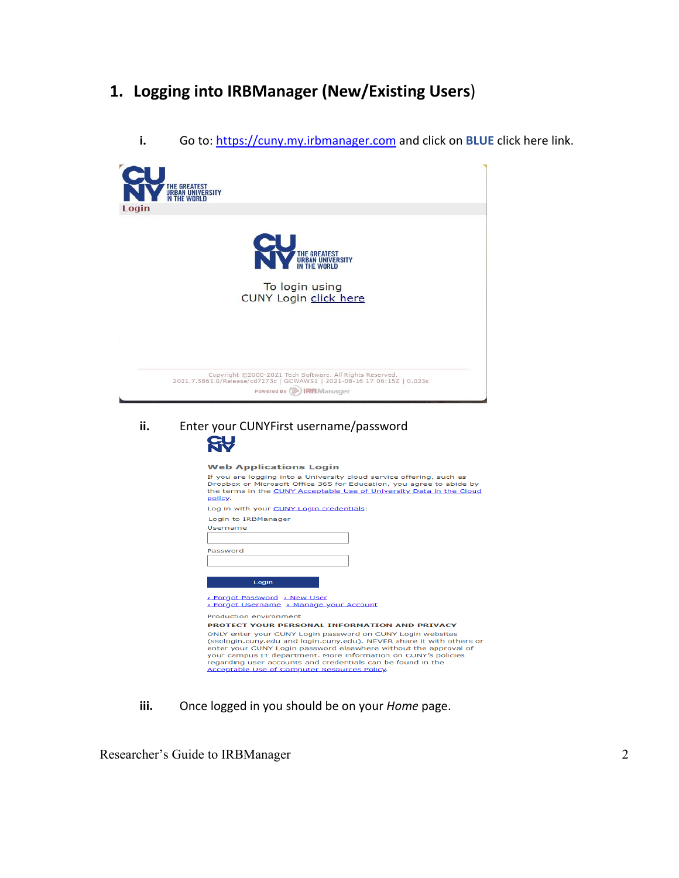## 1. Logging into IRBManager (New/Existing Users)

i. Go to: https://cuny.my.irbmanager.com and click on **BLUE** click here link.

ii. Enter your CUNYFirst username/password

iii. Once logged in you should be on your *Home* page.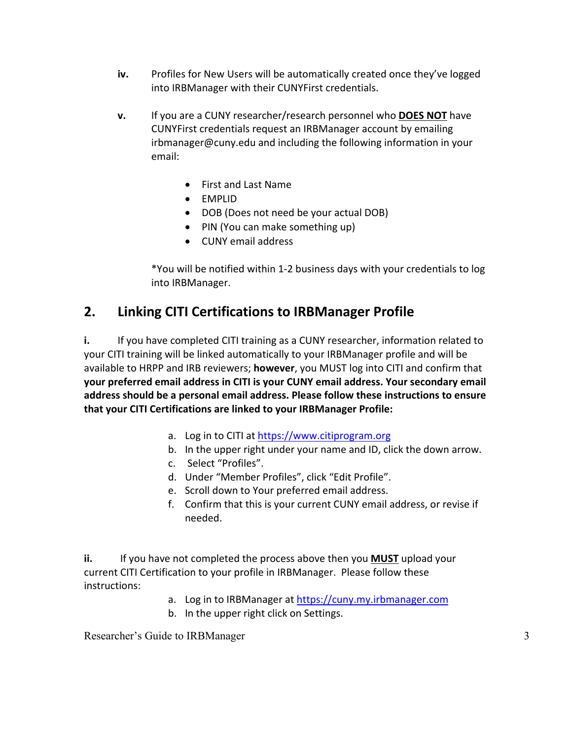iv. Profiles for New Users will be automatically created once they've logged into IRBManager with their CUNYFirst credentials.

v. If you are a CUNY researcher/research personnel who **DOES NOT** have CUNYFirst credentials request an IRBManager account by emailing irbmanager@cuny.edu and including the following information in your email:

- First and Last Name
- EMPLID
- DOB (Does not need be your actual DOB)
- PIN (You can make something up)
- CUNY email address

*You will be notified within 1-2 business days with your credentials to log into IRBManager.

## 2. Linking CITI Certifications to IRBManager Profile

**i.** If you have completed CITI training as a CUNY researcher, information related to your CITI training will be linked automatically to your IRBManager profile and will be available to HRPP and IRB reviewers; **however**, you MUST log into CITI and confirm that **your preferred email address in CITI is your CUNY email address. Your secondary email address should be a personal email address. Please follow these instructions to ensure that your CITI Certifications are linked to your IRBManager Profile:**

a. Log in to CITI at https://www.citiprogram.org
b. In the upper right under your name and ID, click the down arrow.
c. Select "Profiles".
d. Under "Member Profiles", click "Edit Profile".
e. Scroll down to Your preferred email address.
f. Confirm that this is your current CUNY email address, or revise if needed.

**ii.** If you have not completed the process above then you **MUST** upload your current CITI Certification to your profile in IRBManager. Please follow these instructions:

a. Log in to IRBManager at https://cuny.my.irbmanager.com
b. In the upper right click on Settings.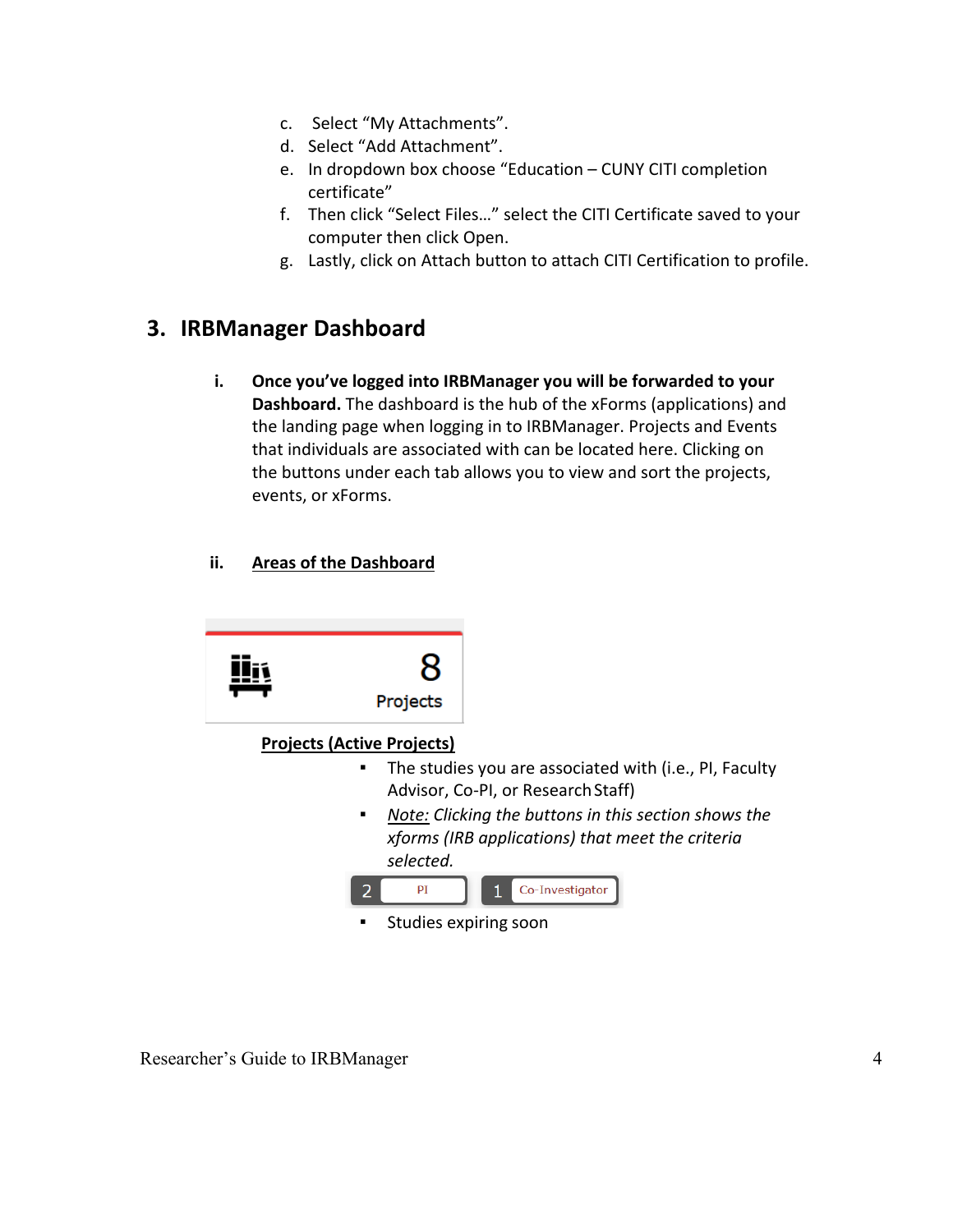c. Select "My Attachments".
d. Select "Add Attachment".
e. In dropdown box choose "Education – CUNY CITI completion certificate"
f. Then click "Select Files…" select the CITI Certificate saved to your computer then click Open.
g. Lastly, click on Attach button to attach CITI Certification to profile.

## 3. IRBManager Dashboard

i. **Once you've logged into IRBManager you will be forwarded to your Dashboard.** The dashboard is the hub of the xForms (applications) and the landing page when logging in to IRBManager. Projects and Events that individuals are associated with can be located here. Clicking on the buttons under each tab allows you to view and sort the projects, events, or xForms.

ii. **Areas of the Dashboard**

8 Projects

**Projects (Active Projects)**

- The studies you are associated with (i.e., PI, Faculty Advisor, Co-PI, or Research Staff)
- *Note: Clicking the buttons in this section shows the xforms (IRB applications) that meet the criteria selected.*

2 PI | 1 Co-Investigator

- Studies expiring soon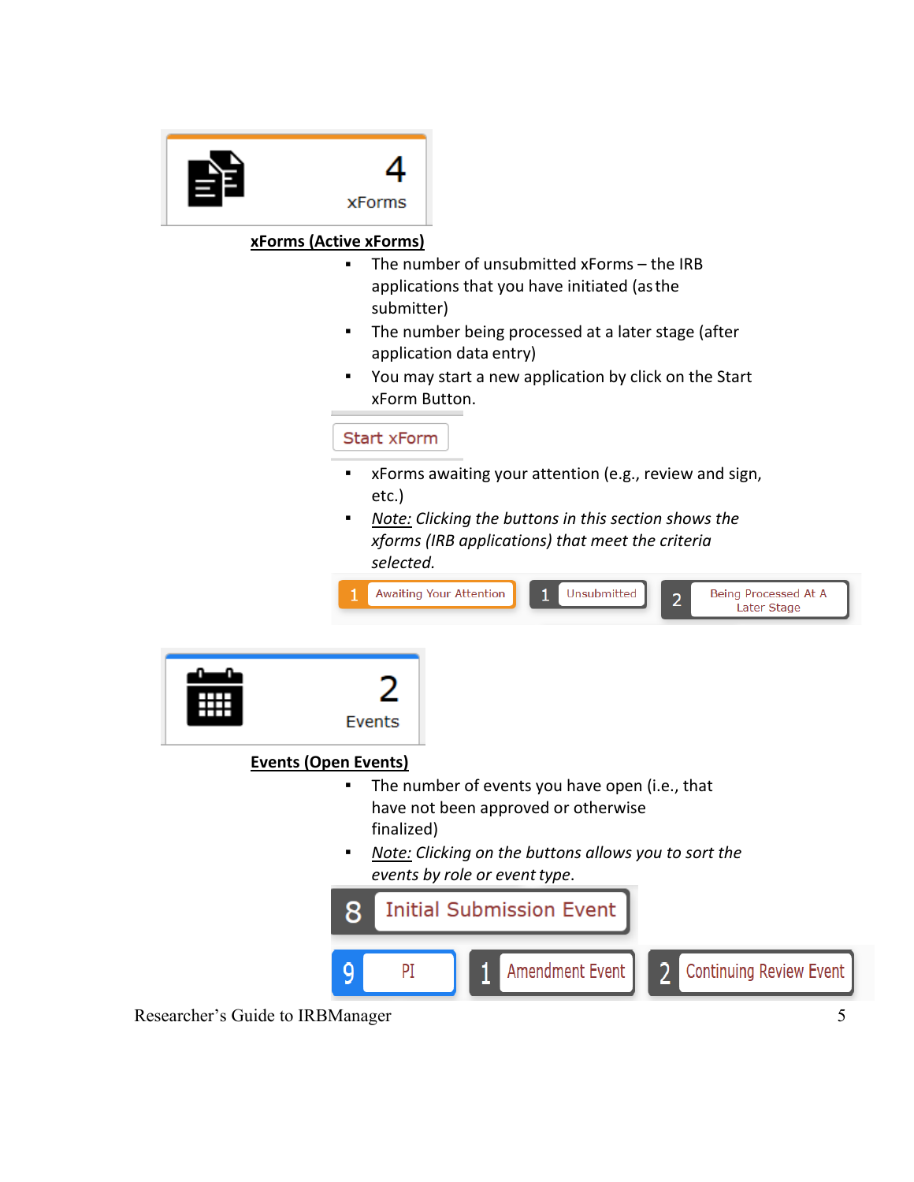4
xForms

**xForms (Active xForms)**

- The number of unsubmitted xForms – the IRB applications that you have initiated (as the submitter)
- The number being processed at a later stage (after application data entry)
- You may start a new application by click on the Start xForm Button.

Start xForm

- xForms awaiting your attention (e.g., review and sign, etc.)
- *Note: Clicking the buttons in this section shows the xforms (IRB applications) that meet the criteria selected.*

1 Awaiting Your Attention | 1 Unsubmitted | 2 Being Processed At A Later Stage

2
Events

**Events (Open Events)**

- The number of events you have open (i.e., that have not been approved or otherwise finalized)
- *Note: Clicking on the buttons allows you to sort the events by role or event type.*

8 Initial Submission Event

9 PI | 1 Amendment Event | 2 Continuing Review Event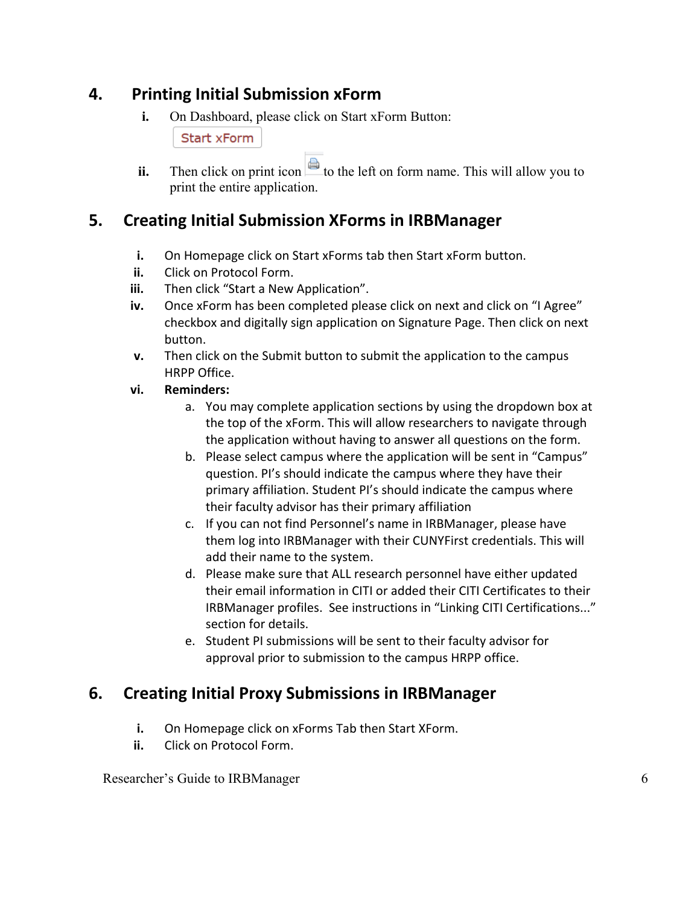## 4. Printing Initial Submission xForm

i. On Dashboard, please click on Start xForm Button:

Start xForm

ii. Then click on print icon to the left on form name. This will allow you to print the entire application.

## 5. Creating Initial Submission XForms in IRBManager

i. On Homepage click on Start xForms tab then Start xForm button.

ii. Click on Protocol Form.

iii. Then click "Start a New Application".

iv. Once xForm has been completed please click on next and click on "I Agree" checkbox and digitally sign application on Signature Page. Then click on next button.

v. Then click on the Submit button to submit the application to the campus HRPP Office.

vi. **Reminders:**

   a. You may complete application sections by using the dropdown box at the top of the xForm. This will allow researchers to navigate through the application without having to answer all questions on the form.

   b. Please select campus where the application will be sent in "Campus" question. PI's should indicate the campus where they have their primary affiliation. Student PI's should indicate the campus where their faculty advisor has their primary affiliation

   c. If you can not find Personnel's name in IRBManager, please have them log into IRBManager with their CUNYFirst credentials. This will add their name to the system.

   d. Please make sure that ALL research personnel have either updated their email information in CITI or added their CITI Certificates to their IRBManager profiles. See instructions in "Linking CITI Certifications..." section for details.

   e. Student PI submissions will be sent to their faculty advisor for approval prior to submission to the campus HRPP office.

## 6. Creating Initial Proxy Submissions in IRBManager

i. On Homepage click on xForms Tab then Start XForm.

ii. Click on Protocol Form.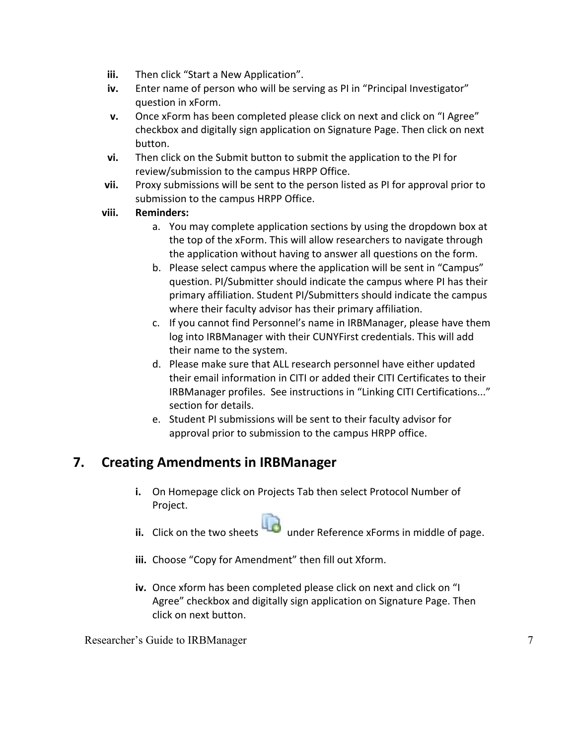iii. Then click “Start a New Application”.
iv. Enter name of person who will be serving as PI in “Principal Investigator” question in xForm.
v. Once xForm has been completed please click on next and click on “I Agree” checkbox and digitally sign application on Signature Page. Then click on next button.
vi. Then click on the Submit button to submit the application to the PI for review/submission to the campus HRPP Office.
vii. Proxy submissions will be sent to the person listed as PI for approval prior to submission to the campus HRPP Office.
viii. **Reminders:**
   a. You may complete application sections by using the dropdown box at the top of the xForm. This will allow researchers to navigate through the application without having to answer all questions on the form.
   b. Please select campus where the application will be sent in “Campus” question. PI/Submitter should indicate the campus where PI has their primary affiliation. Student PI/Submitters should indicate the campus where their faculty advisor has their primary affiliation.
   c. If you cannot find Personnel’s name in IRBManager, please have them log into IRBManager with their CUNYFirst credentials. This will add their name to the system.
   d. Please make sure that ALL research personnel have either updated their email information in CITI or added their CITI Certificates to their IRBManager profiles. See instructions in “Linking CITI Certifications...” section for details.
   e. Student PI submissions will be sent to their faculty advisor for approval prior to submission to the campus HRPP office.

## 7. Creating Amendments in IRBManager

i. On Homepage click on Projects Tab then select Protocol Number of Project.

ii. Click on the two sheets under Reference xForms in middle of page.

iii. Choose “Copy for Amendment” then fill out Xform.

iv. Once xform has been completed please click on next and click on “I Agree” checkbox and digitally sign application on Signature Page. Then click on next button.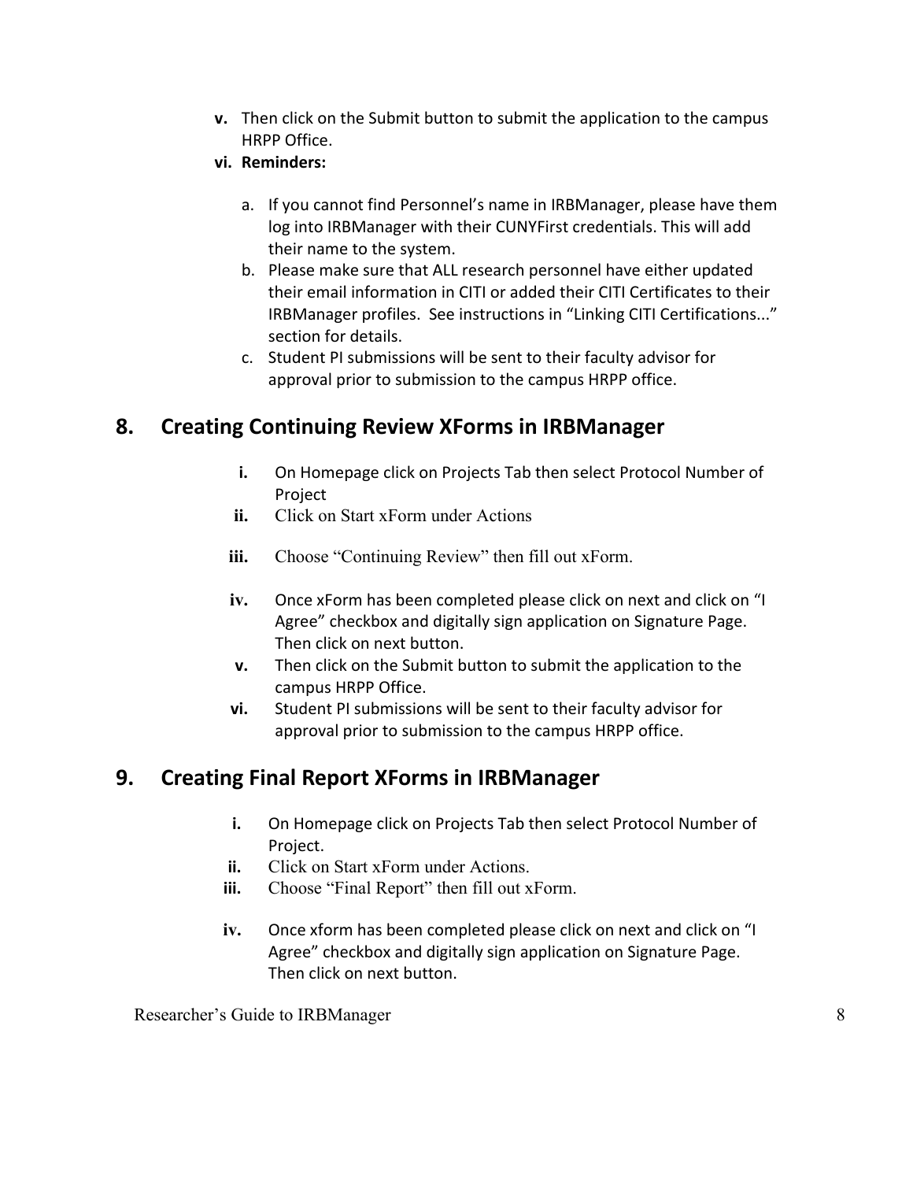**v.** Then click on the Submit button to submit the application to the campus HRPP Office.

**vi. Reminders:**

a. If you cannot find Personnel's name in IRBManager, please have them log into IRBManager with their CUNYFirst credentials. This will add their name to the system.
b. Please make sure that ALL research personnel have either updated their email information in CITI or added their CITI Certificates to their IRBManager profiles. See instructions in "Linking CITI Certifications..." section for details.
c. Student PI submissions will be sent to their faculty advisor for approval prior to submission to the campus HRPP office.

## 8. Creating Continuing Review XForms in IRBManager

**i.** On Homepage click on Projects Tab then select Protocol Number of Project

**ii.** Click on Start xForm under Actions

**iii.** Choose "Continuing Review" then fill out xForm.

**iv.** Once xForm has been completed please click on next and click on "I Agree" checkbox and digitally sign application on Signature Page. Then click on next button.

**v.** Then click on the Submit button to submit the application to the campus HRPP Office.

**vi.** Student PI submissions will be sent to their faculty advisor for approval prior to submission to the campus HRPP office.

## 9. Creating Final Report XForms in IRBManager

**i.** On Homepage click on Projects Tab then select Protocol Number of Project.

**ii.** Click on Start xForm under Actions.

**iii.** Choose "Final Report" then fill out xForm.

**iv.** Once xform has been completed please click on next and click on "I Agree" checkbox and digitally sign application on Signature Page. Then click on next button.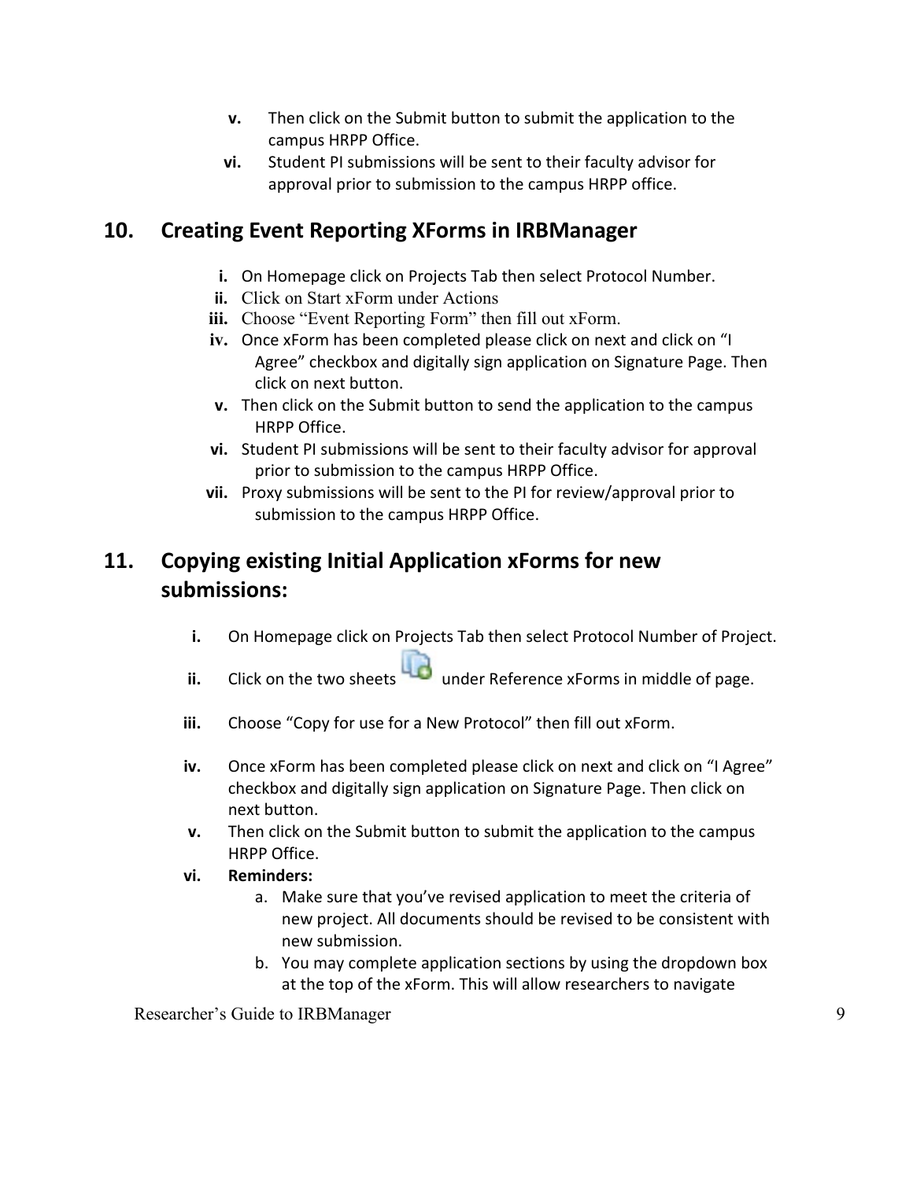v. Then click on the Submit button to submit the application to the campus HRPP Office.

vi. Student PI submissions will be sent to their faculty advisor for approval prior to submission to the campus HRPP office.

## 10. Creating Event Reporting XForms in IRBManager

i. On Homepage click on Projects Tab then select Protocol Number.

ii. Click on Start xForm under Actions

iii. Choose "Event Reporting Form" then fill out xForm.

iv. Once xForm has been completed please click on next and click on "I Agree" checkbox and digitally sign application on Signature Page. Then click on next button.

v. Then click on the Submit button to send the application to the campus HRPP Office.

vi. Student PI submissions will be sent to their faculty advisor for approval prior to submission to the campus HRPP Office.

vii. Proxy submissions will be sent to the PI for review/approval prior to submission to the campus HRPP Office.

## 11. Copying existing Initial Application xForms for new submissions:

i. On Homepage click on Projects Tab then select Protocol Number of Project.

ii. Click on the two sheets under Reference xForms in middle of page.

iii. Choose "Copy for use for a New Protocol" then fill out xForm.

iv. Once xForm has been completed please click on next and click on "I Agree" checkbox and digitally sign application on Signature Page. Then click on next button.

v. Then click on the Submit button to submit the application to the campus HRPP Office.

vi. **Reminders:**

  a. Make sure that you've revised application to meet the criteria of new project. All documents should be revised to be consistent with new submission.

  b. You may complete application sections by using the dropdown box at the top of the xForm. This will allow researchers to navigate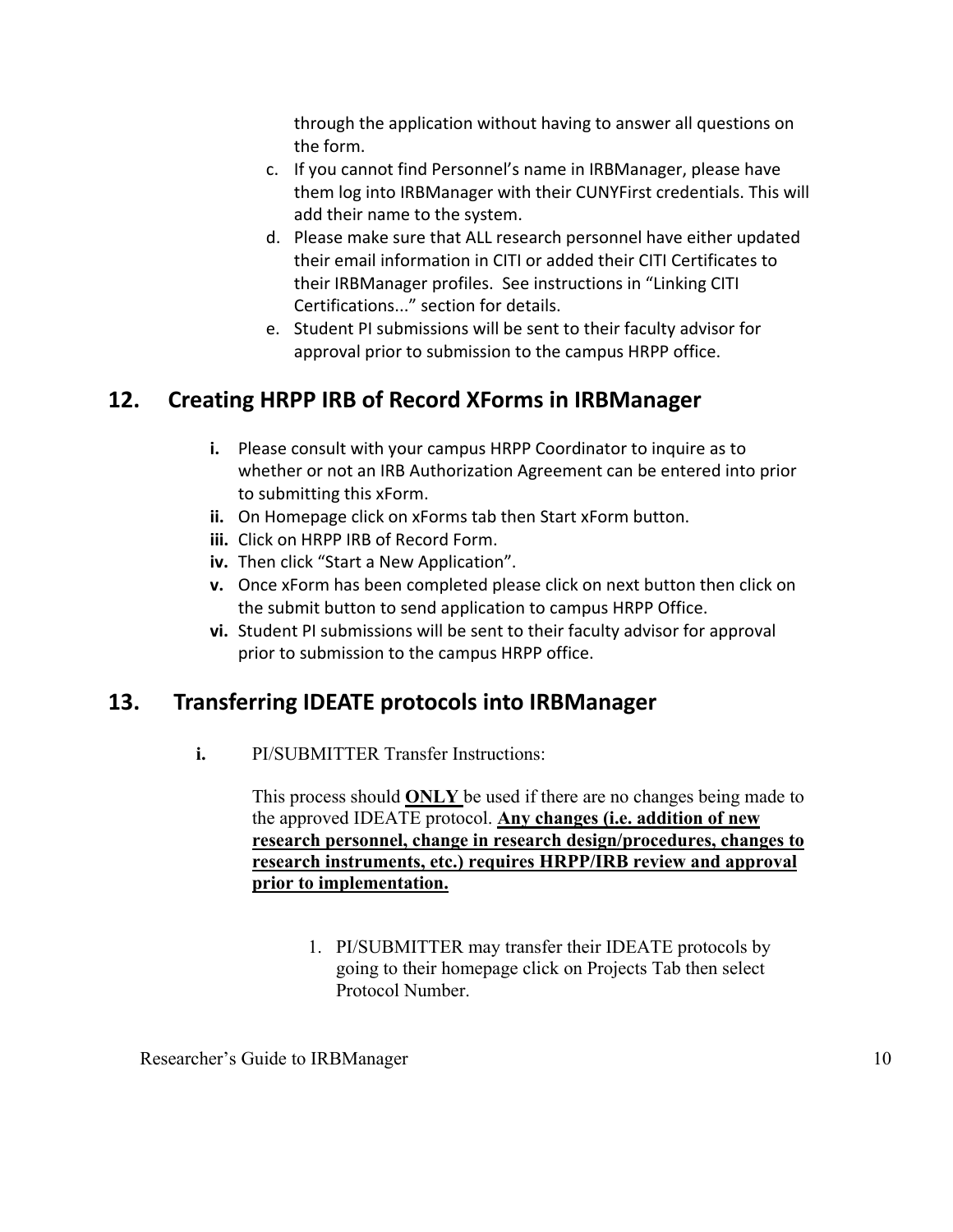through the application without having to answer all questions on the form.

c. If you cannot find Personnel's name in IRBManager, please have them log into IRBManager with their CUNYFirst credentials. This will add their name to the system.
d. Please make sure that ALL research personnel have either updated their email information in CITI or added their CITI Certificates to their IRBManager profiles. See instructions in "Linking CITI Certifications..." section for details.
e. Student PI submissions will be sent to their faculty advisor for approval prior to submission to the campus HRPP office.

## 12. Creating HRPP IRB of Record XForms in IRBManager

**i.** Please consult with your campus HRPP Coordinator to inquire as to whether or not an IRB Authorization Agreement can be entered into prior to submitting this xForm.
**ii.** On Homepage click on xForms tab then Start xForm button.
**iii.** Click on HRPP IRB of Record Form.
**iv.** Then click "Start a New Application".
**v.** Once xForm has been completed please click on next button then click on the submit button to send application to campus HRPP Office.
**vi.** Student PI submissions will be sent to their faculty advisor for approval prior to submission to the campus HRPP office.

## 13. Transferring IDEATE protocols into IRBManager

**i.** PI/SUBMITTER Transfer Instructions:

This process should **ONLY** be used if there are no changes being made to the approved IDEATE protocol. **Any changes (i.e. addition of new research personnel, change in research design/procedures, changes to research instruments, etc.) requires HRPP/IRB review and approval prior to implementation.**

1. PI/SUBMITTER may transfer their IDEATE protocols by going to their homepage click on Projects Tab then select Protocol Number.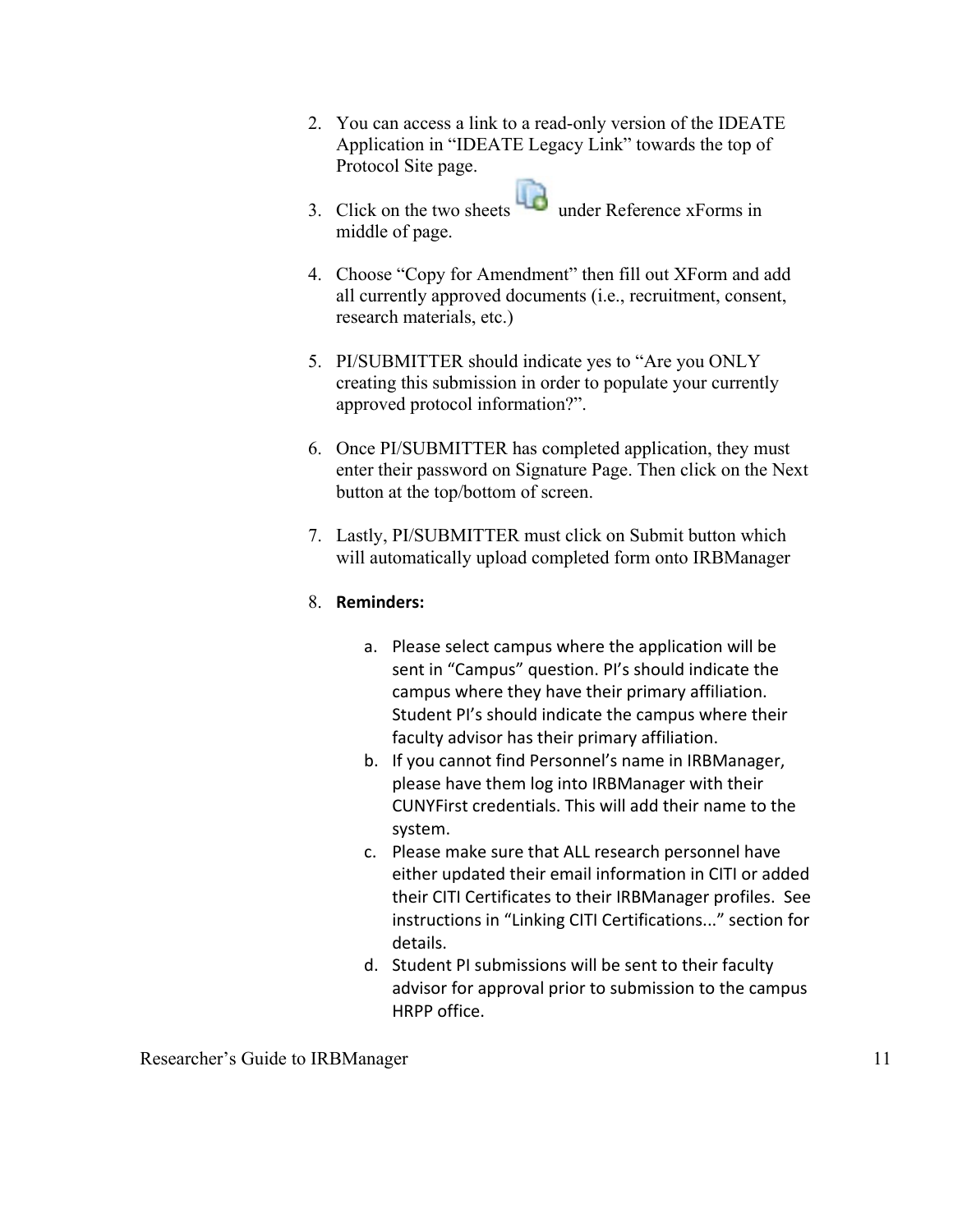2. You can access a link to a read-only version of the IDEATE Application in “IDEATE Legacy Link” towards the top of Protocol Site page.
3. Click on the two sheets under Reference xForms in middle of page.
4. Choose “Copy for Amendment” then fill out XForm and add all currently approved documents (i.e., recruitment, consent, research materials, etc.)
5. PI/SUBMITTER should indicate yes to “Are you ONLY creating this submission in order to populate your currently approved protocol information?”.
6. Once PI/SUBMITTER has completed application, they must enter their password on Signature Page. Then click on the Next button at the top/bottom of screen.
7. Lastly, PI/SUBMITTER must click on Submit button which will automatically upload completed form onto IRBManager
8. **Reminders:**
   a. Please select campus where the application will be sent in “Campus” question. PI’s should indicate the campus where they have their primary affiliation. Student PI’s should indicate the campus where their faculty advisor has their primary affiliation.
   b. If you cannot find Personnel’s name in IRBManager, please have them log into IRBManager with their CUNYFirst credentials. This will add their name to the system.
   c. Please make sure that ALL research personnel have either updated their email information in CITI or added their CITI Certificates to their IRBManager profiles. See instructions in “Linking CITI Certifications...” section for details.
   d. Student PI submissions will be sent to their faculty advisor for approval prior to submission to the campus HRPP office.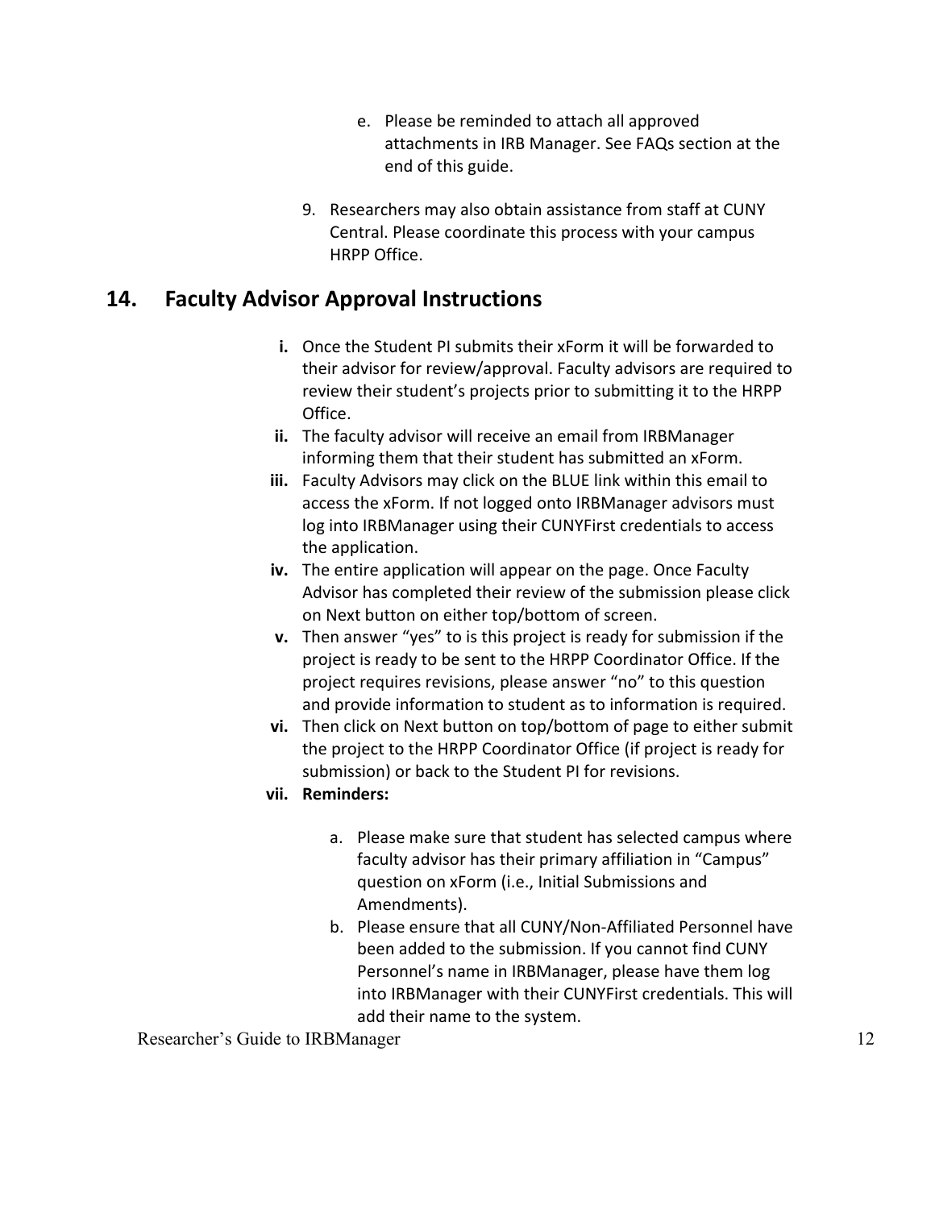e. Please be reminded to attach all approved attachments in IRB Manager. See FAQs section at the end of this guide.

9. Researchers may also obtain assistance from staff at CUNY Central. Please coordinate this process with your campus HRPP Office.

## 14. Faculty Advisor Approval Instructions

**i.** Once the Student PI submits their xForm it will be forwarded to their advisor for review/approval. Faculty advisors are required to review their student's projects prior to submitting it to the HRPP Office.

**ii.** The faculty advisor will receive an email from IRBManager informing them that their student has submitted an xForm.

**iii.** Faculty Advisors may click on the BLUE link within this email to access the xForm. If not logged onto IRBManager advisors must log into IRBManager using their CUNYFirst credentials to access the application.

**iv.** The entire application will appear on the page. Once Faculty Advisor has completed their review of the submission please click on Next button on either top/bottom of screen.

**v.** Then answer "yes" to is this project is ready for submission if the project is ready to be sent to the HRPP Coordinator Office. If the project requires revisions, please answer "no" to this question and provide information to student as to information is required.

**vi.** Then click on Next button on top/bottom of page to either submit the project to the HRPP Coordinator Office (if project is ready for submission) or back to the Student PI for revisions.

**vii. Reminders:**

a. Please make sure that student has selected campus where faculty advisor has their primary affiliation in "Campus" question on xForm (i.e., Initial Submissions and Amendments).

b. Please ensure that all CUNY/Non-Affiliated Personnel have been added to the submission. If you cannot find CUNY Personnel's name in IRBManager, please have them log into IRBManager with their CUNYFirst credentials. This will add their name to the system.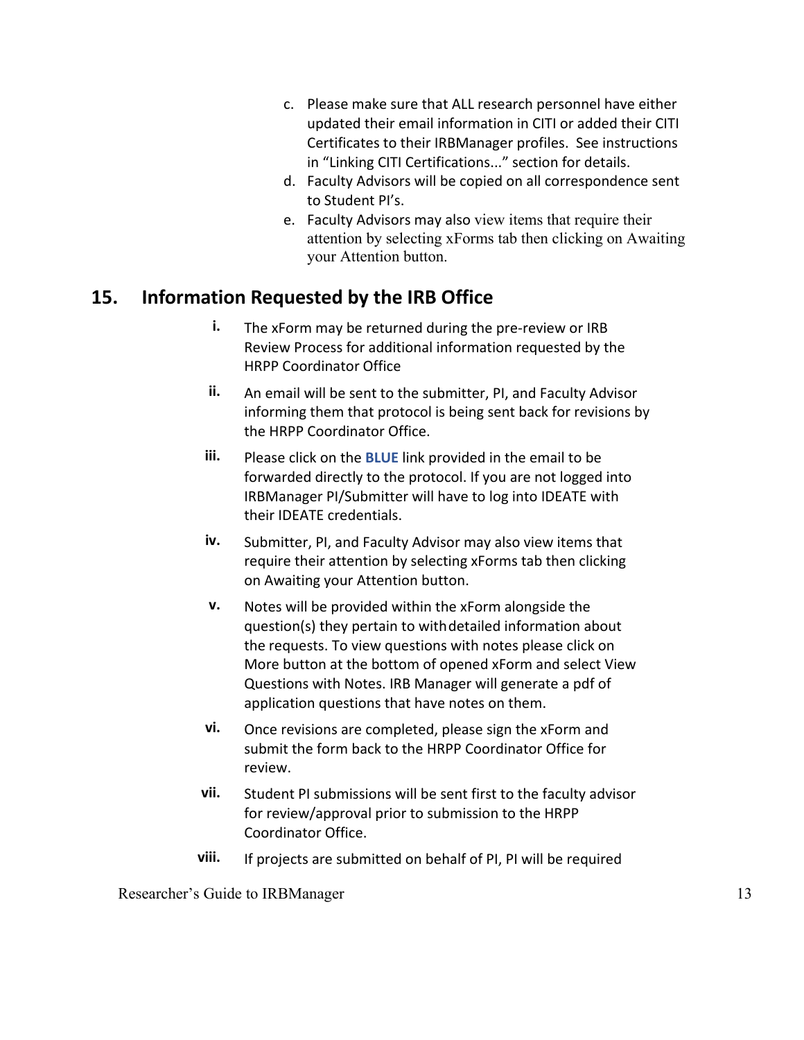c. Please make sure that ALL research personnel have either updated their email information in CITI or added their CITI Certificates to their IRBManager profiles. See instructions in "Linking CITI Certifications..." section for details.

d. Faculty Advisors will be copied on all correspondence sent to Student PI's.

e. Faculty Advisors may also view items that require their attention by selecting xForms tab then clicking on Awaiting your Attention button.

## 15. Information Requested by the IRB Office

i. The xForm may be returned during the pre-review or IRB Review Process for additional information requested by the HRPP Coordinator Office

ii. An email will be sent to the submitter, PI, and Faculty Advisor informing them that protocol is being sent back for revisions by the HRPP Coordinator Office.

iii. Please click on the **BLUE** link provided in the email to be forwarded directly to the protocol. If you are not logged into IRBManager PI/Submitter will have to log into IDEATE with their IDEATE credentials.

iv. Submitter, PI, and Faculty Advisor may also view items that require their attention by selecting xForms tab then clicking on Awaiting your Attention button.

v. Notes will be provided within the xForm alongside the question(s) they pertain to withdetailed information about the requests. To view questions with notes please click on More button at the bottom of opened xForm and select View Questions with Notes. IRB Manager will generate a pdf of application questions that have notes on them.

vi. Once revisions are completed, please sign the xForm and submit the form back to the HRPP Coordinator Office for review.

vii. Student PI submissions will be sent first to the faculty advisor for review/approval prior to submission to the HRPP Coordinator Office.

viii. If projects are submitted on behalf of PI, PI will be required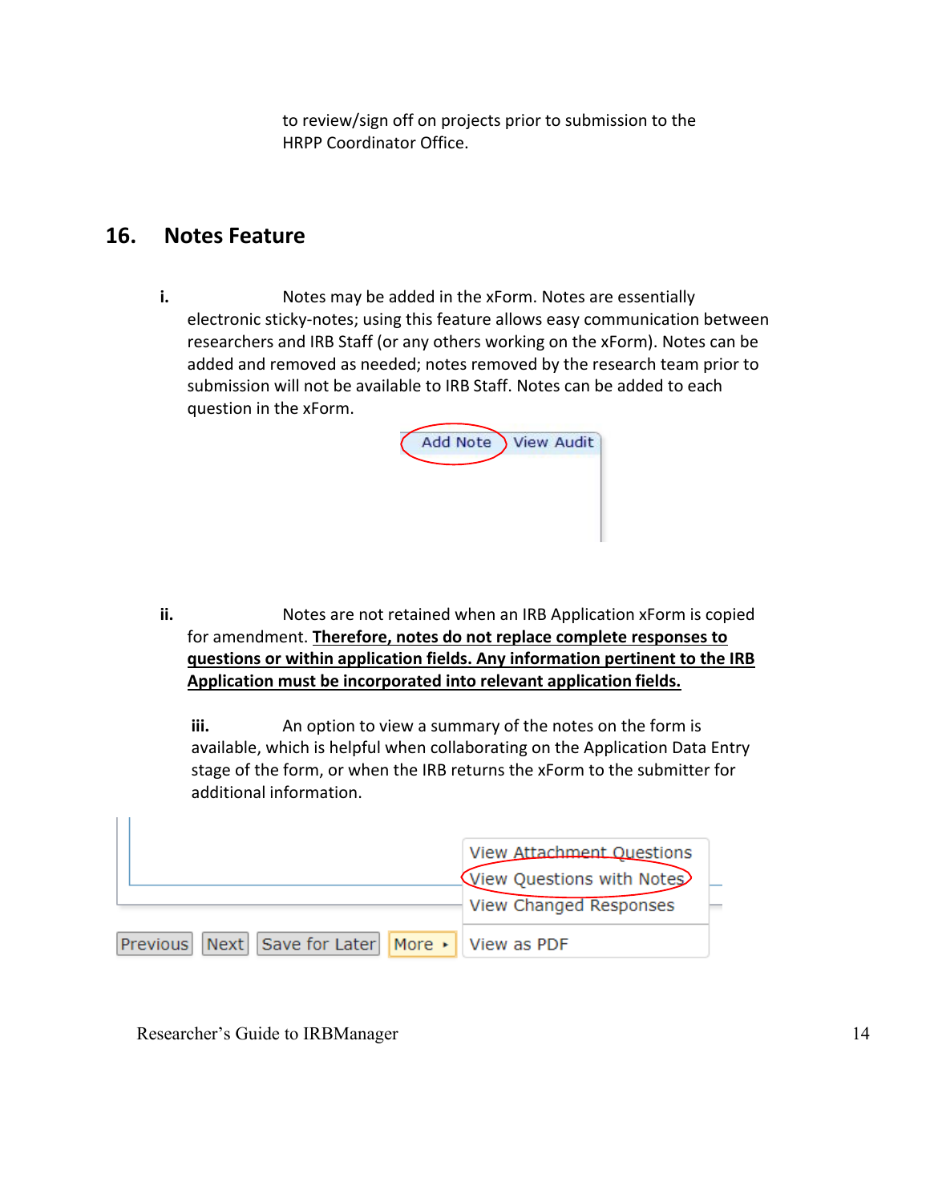to review/sign off on projects prior to submission to the HRPP Coordinator Office.

## 16. Notes Feature

i. Notes may be added in the xForm. Notes are essentially electronic sticky-notes; using this feature allows easy communication between researchers and IRB Staff (or any others working on the xForm). Notes can be added and removed as needed; notes removed by the research team prior to submission will not be available to IRB Staff. Notes can be added to each question in the xForm.

Add Note | View Audit

ii. Notes are not retained when an IRB Application xForm is copied for amendment. **<u>Therefore, notes do not replace complete responses to questions or within application fields. Any information pertinent to the IRB Application must be incorporated into relevant application fields.</u>**

iii. An option to view a summary of the notes on the form is available, which is helpful when collaborating on the Application Data Entry stage of the form, or when the IRB returns the xForm to the submitter for additional information.

Previous | Next | Save for Later | More ▸

View Attachment Questions
View Questions with Notes
View Changed Responses
View as PDF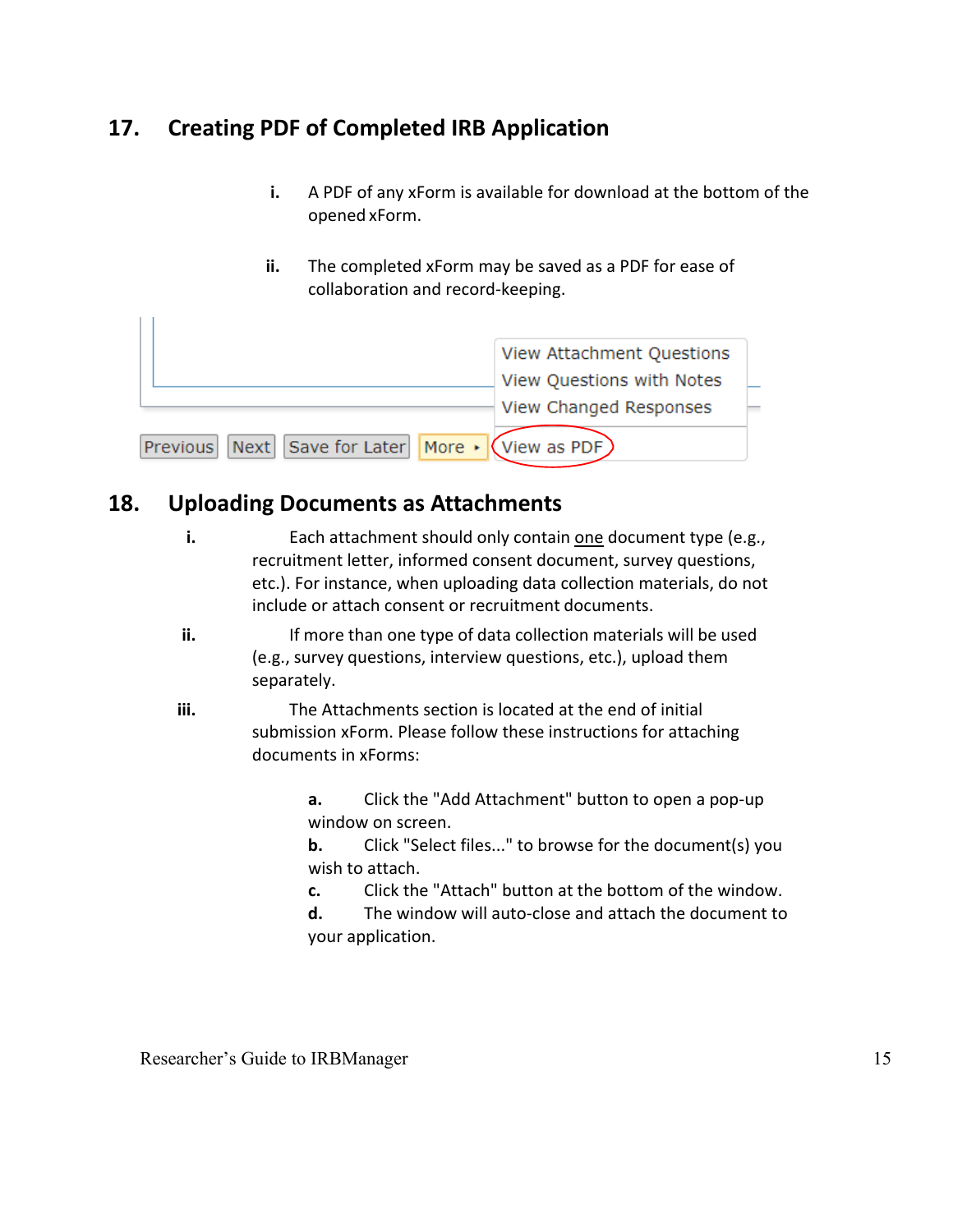## 17. Creating PDF of Completed IRB Application

i. A PDF of any xForm is available for download at the bottom of the opened xForm.

ii. The completed xForm may be saved as a PDF for ease of collaboration and record-keeping.

View Attachment Questions
View Questions with Notes
View Changed Responses

Previous | Next | Save for Later | More ▸ | View as PDF

## 18. Uploading Documents as Attachments

i. Each attachment should only contain <u>one</u> document type (e.g., recruitment letter, informed consent document, survey questions, etc.). For instance, when uploading data collection materials, do not include or attach consent or recruitment documents.

ii. If more than one type of data collection materials will be used (e.g., survey questions, interview questions, etc.), upload them separately.

iii. The Attachments section is located at the end of initial submission xForm. Please follow these instructions for attaching documents in xForms:

**a.** Click the "Add Attachment" button to open a pop-up window on screen.
**b.** Click "Select files..." to browse for the document(s) you wish to attach.
**c.** Click the "Attach" button at the bottom of the window.
**d.** The window will auto-close and attach the document to your application.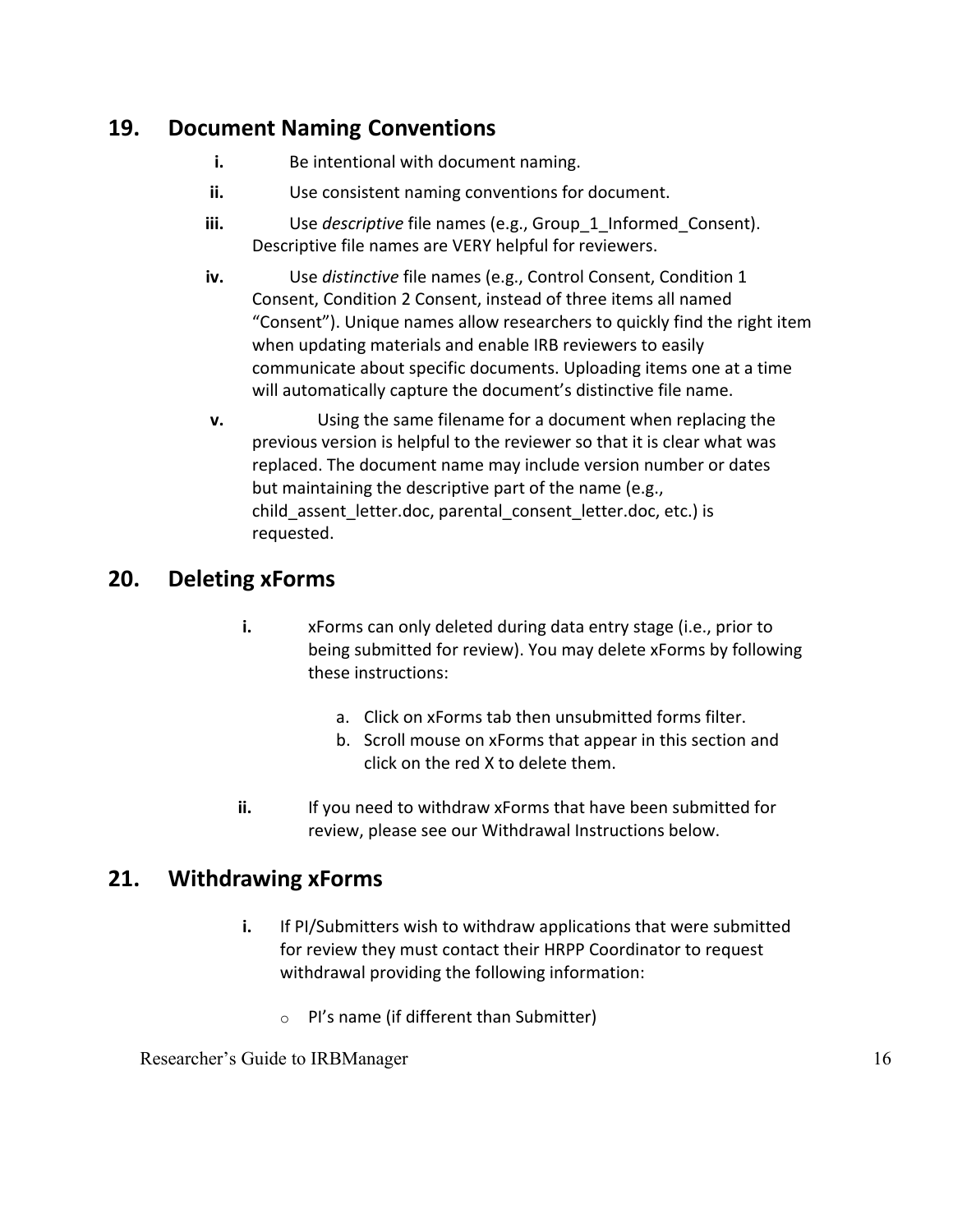## 19. Document Naming Conventions

- **i.** Be intentional with document naming.
- **ii.** Use consistent naming conventions for document.
- **iii.** Use *descriptive* file names (e.g., Group_1_Informed_Consent). Descriptive file names are VERY helpful for reviewers.
- **iv.** Use *distinctive* file names (e.g., Control Consent, Condition 1 Consent, Condition 2 Consent, instead of three items all named "Consent"). Unique names allow researchers to quickly find the right item when updating materials and enable IRB reviewers to easily communicate about specific documents. Uploading items one at a time will automatically capture the document's distinctive file name.
- **v.** Using the same filename for a document when replacing the previous version is helpful to the reviewer so that it is clear what was replaced. The document name may include version number or dates but maintaining the descriptive part of the name (e.g., child_assent_letter.doc, parental_consent_letter.doc, etc.) is requested.

## 20. Deleting xForms

- **i.** xForms can only deleted during data entry stage (i.e., prior to being submitted for review). You may delete xForms by following these instructions:

  a. Click on xForms tab then unsubmitted forms filter.
  b. Scroll mouse on xForms that appear in this section and click on the red X to delete them.

- **ii.** If you need to withdraw xForms that have been submitted for review, please see our Withdrawal Instructions below.

## 21. Withdrawing xForms

- **i.** If PI/Submitters wish to withdraw applications that were submitted for review they must contact their HRPP Coordinator to request withdrawal providing the following information:

  - PI's name (if different than Submitter)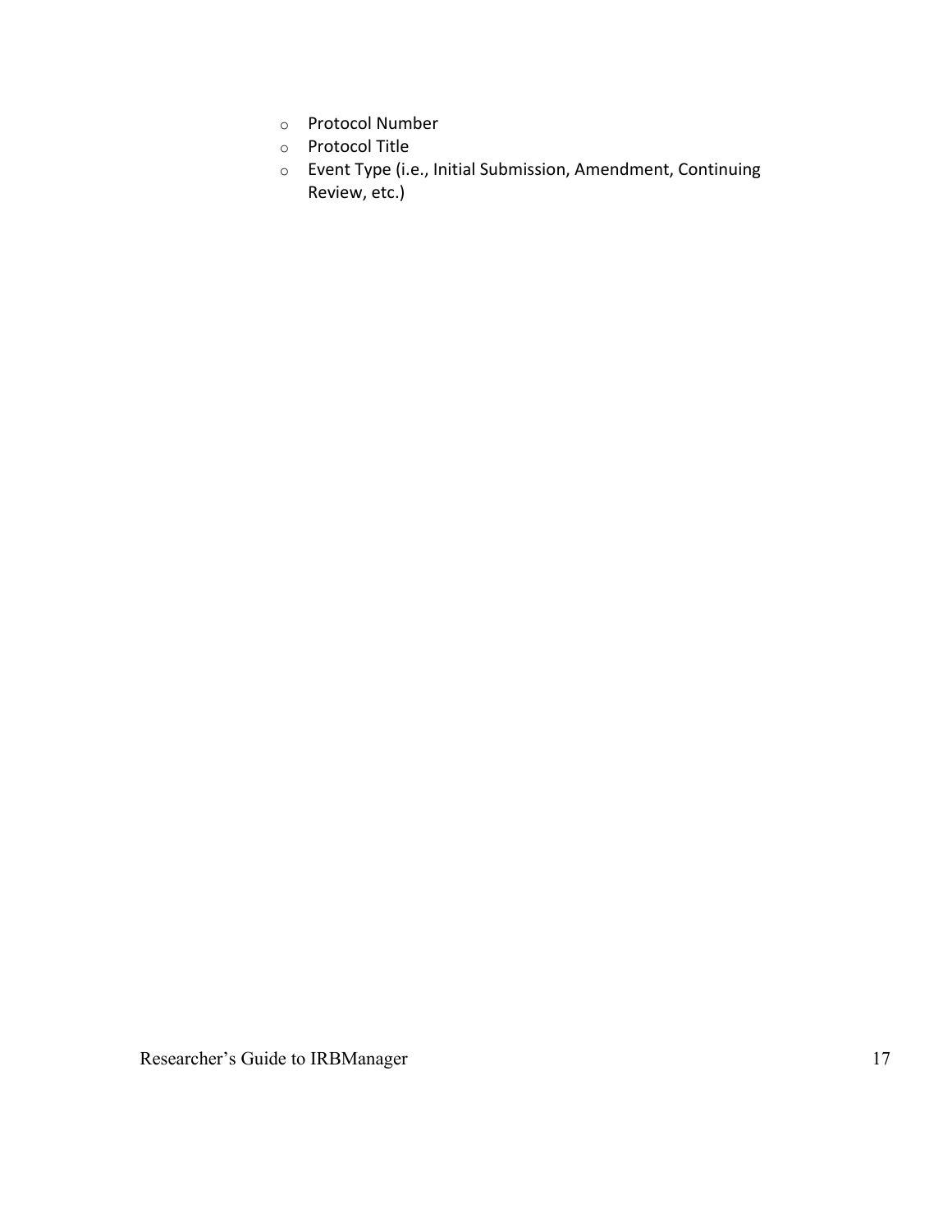- Protocol Number
- Protocol Title
- Event Type (i.e., Initial Submission, Amendment, Continuing Review, etc.)